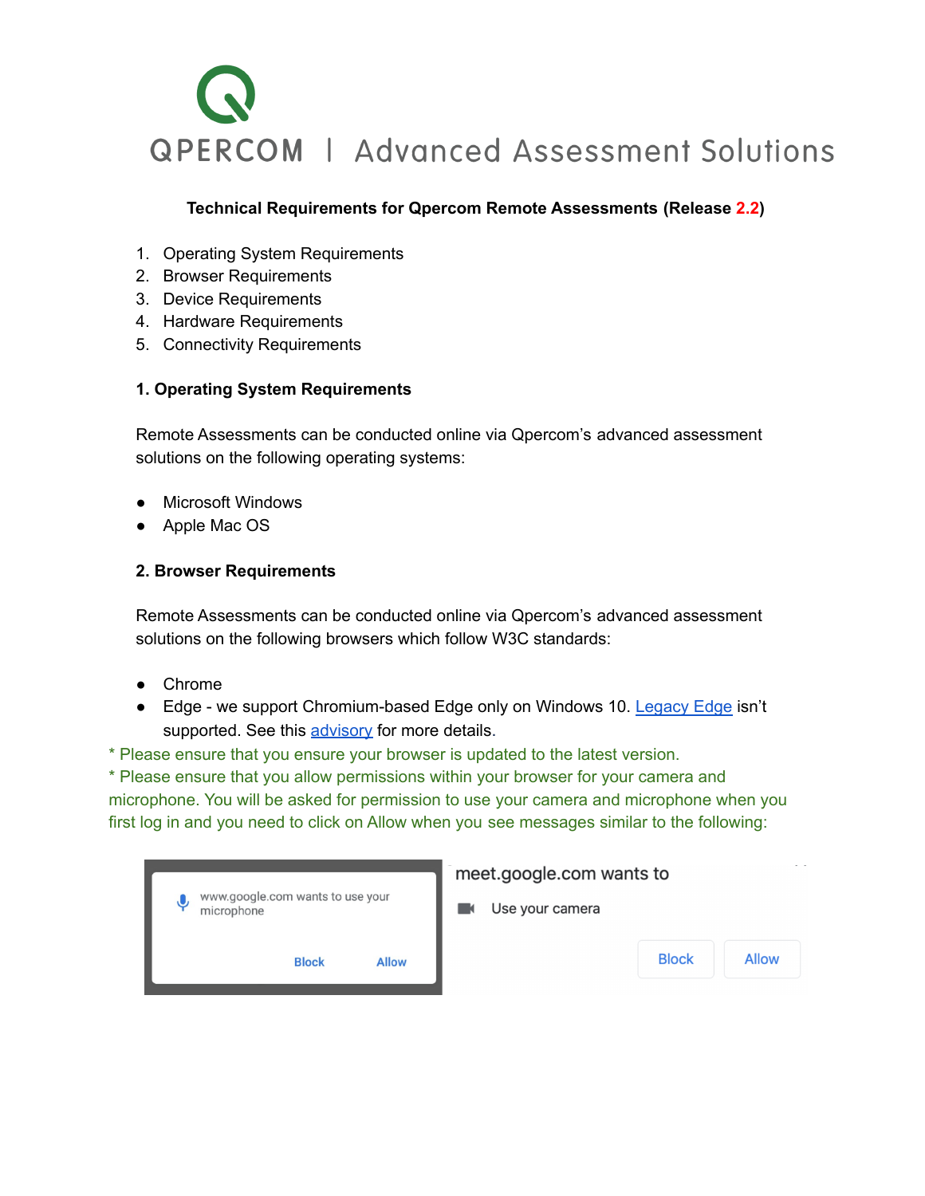QPERCOM | Advanced Assessment Solutions

**Technical Requirements for Qpercom Remote Assessments (Release 2.2)**

1. Operating System Requirements
2. Browser Requirements
3. Device Requirements
4. Hardware Requirements
5. Connectivity Requirements

### 1. Operating System Requirements

Remote Assessments can be conducted online via Qpercom's advanced assessment solutions on the following operating systems:

- Microsoft Windows
- Apple Mac OS

### 2. Browser Requirements

Remote Assessments can be conducted online via Qpercom's advanced assessment solutions on the following browsers which follow W3C standards:

- Chrome
- Edge - we support Chromium-based Edge only on Windows 10. Legacy Edge isn't supported. See this advisory for more details.

\* Please ensure that you ensure your browser is updated to the latest version.

\* Please ensure that you allow permissions within your browser for your camera and microphone. You will be asked for permission to use your camera and microphone when you first log in and you need to click on Allow when you see messages similar to the following:

www.google.com wants to use your microphone

Block Allow

meet.google.com wants to

Use your camera

Block Allow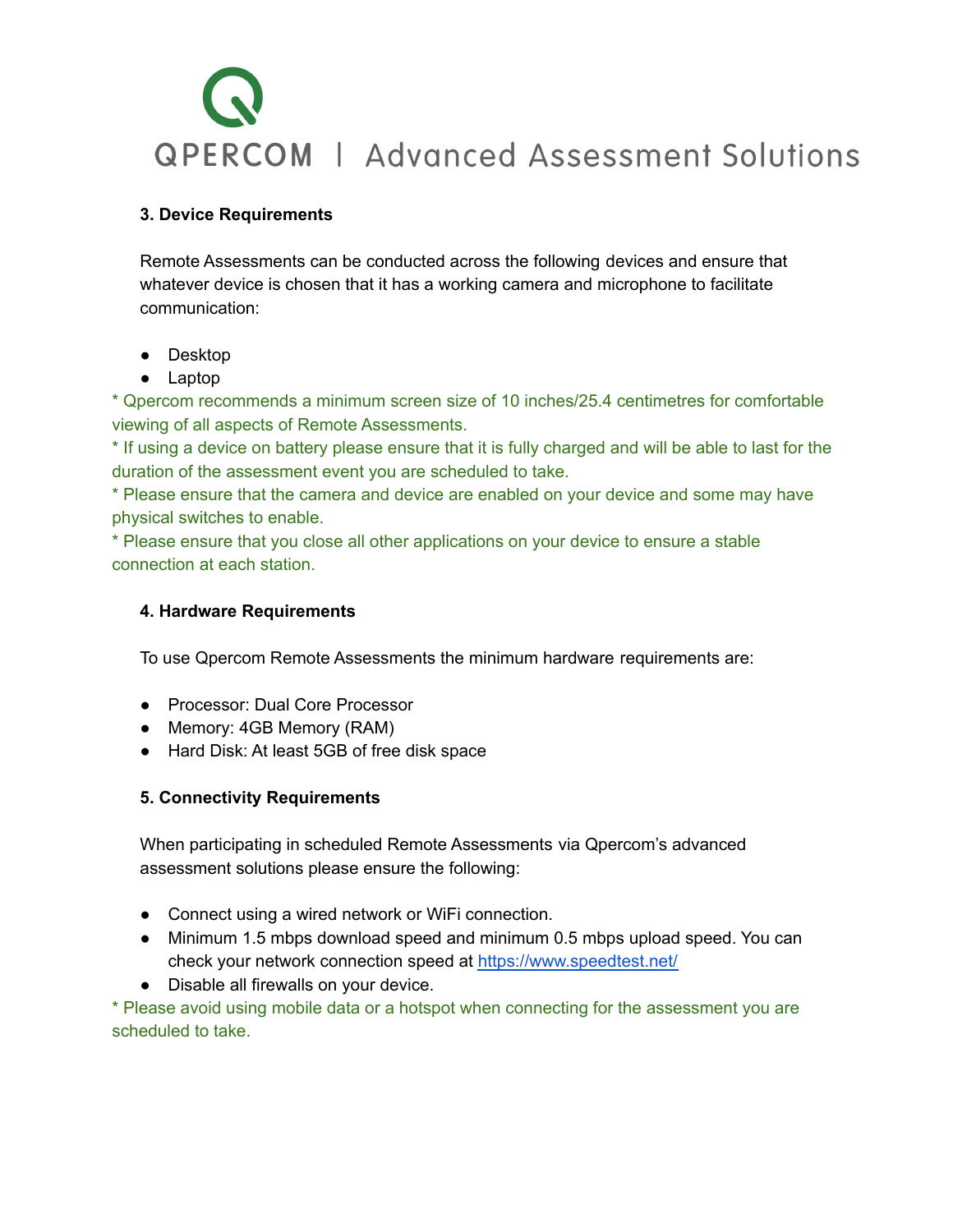QPERCOM | Advanced Assessment Solutions

### 3. Device Requirements

Remote Assessments can be conducted across the following devices and ensure that whatever device is chosen that it has a working camera and microphone to facilitate communication:

- Desktop
- Laptop

* Qpercom recommends a minimum screen size of 10 inches/25.4 centimetres for comfortable viewing of all aspects of Remote Assessments.
* If using a device on battery please ensure that it is fully charged and will be able to last for the duration of the assessment event you are scheduled to take.
* Please ensure that the camera and device are enabled on your device and some may have physical switches to enable.
* Please ensure that you close all other applications on your device to ensure a stable connection at each station.

### 4. Hardware Requirements

To use Qpercom Remote Assessments the minimum hardware requirements are:

- Processor: Dual Core Processor
- Memory: 4GB Memory (RAM)
- Hard Disk: At least 5GB of free disk space

### 5. Connectivity Requirements

When participating in scheduled Remote Assessments via Qpercom's advanced assessment solutions please ensure the following:

- Connect using a wired network or WiFi connection.
- Minimum 1.5 mbps download speed and minimum 0.5 mbps upload speed. You can check your network connection speed at [https://www.speedtest.net/](https://www.speedtest.net/)
- Disable all firewalls on your device.

* Please avoid using mobile data or a hotspot when connecting for the assessment you are scheduled to take.